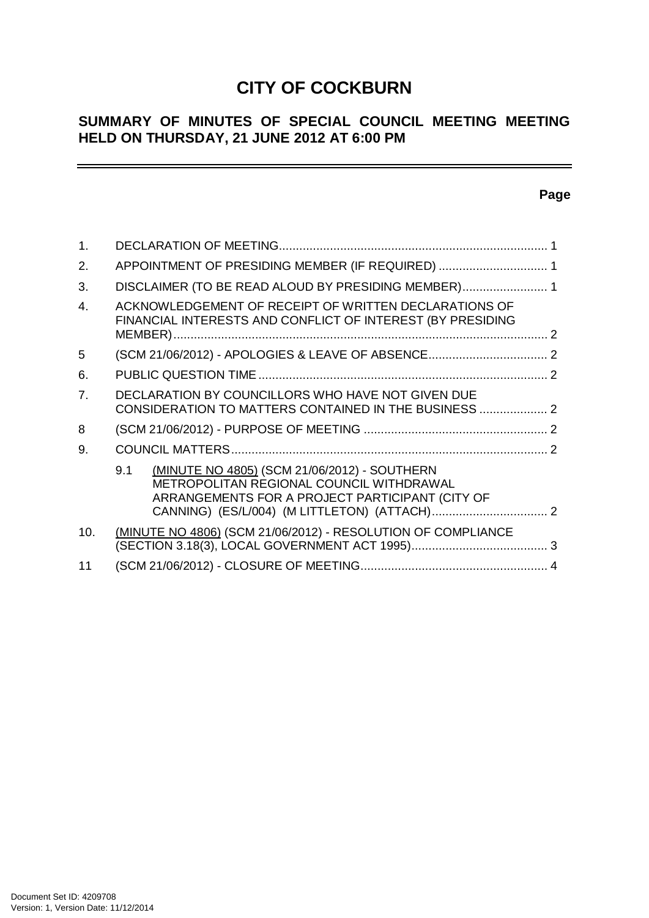# CITY OF COCKBURN

## SUMMARY OF MINUTES OF SPECIAL COUNCIL MEETING MEETING HELD ON THURSDAY, 21 JUNE 2012 AT 6:00 PM

**Page**

| | | |
|---|---|---|
| 1. | DECLARATION OF MEETING | 1 |
| 2. | APPOINTMENT OF PRESIDING MEMBER (IF REQUIRED) | 1 |
| 3. | DISCLAIMER (TO BE READ ALOUD BY PRESIDING MEMBER) | 1 |
| 4. | ACKNOWLEDGEMENT OF RECEIPT OF WRITTEN DECLARATIONS OF FINANCIAL INTERESTS AND CONFLICT OF INTEREST (BY PRESIDING MEMBER) | 2 |
| 5 | (SCM 21/06/2012) - APOLOGIES & LEAVE OF ABSENCE | 2 |
| 6. | PUBLIC QUESTION TIME | 2 |
| 7. | DECLARATION BY COUNCILLORS WHO HAVE NOT GIVEN DUE CONSIDERATION TO MATTERS CONTAINED IN THE BUSINESS | 2 |
| 8 | (SCM 21/06/2012) - PURPOSE OF MEETING | 2 |
| 9. | COUNCIL MATTERS | 2 |
| | 9.1 (MINUTE NO 4805) (SCM 21/06/2012) - SOUTHERN METROPOLITAN REGIONAL COUNCIL WITHDRAWAL ARRANGEMENTS FOR A PROJECT PARTICIPANT (CITY OF CANNING) (ES/L/004) (M LITTLETON) (ATTACH) | 2 |
| 10. | (MINUTE NO 4806) (SCM 21/06/2012) - RESOLUTION OF COMPLIANCE (SECTION 3.18(3), LOCAL GOVERNMENT ACT 1995) | 3 |
| 11 | (SCM 21/06/2012) - CLOSURE OF MEETING | 4 |

Document Set ID: 4209708
Version: 1, Version Date: 11/12/2014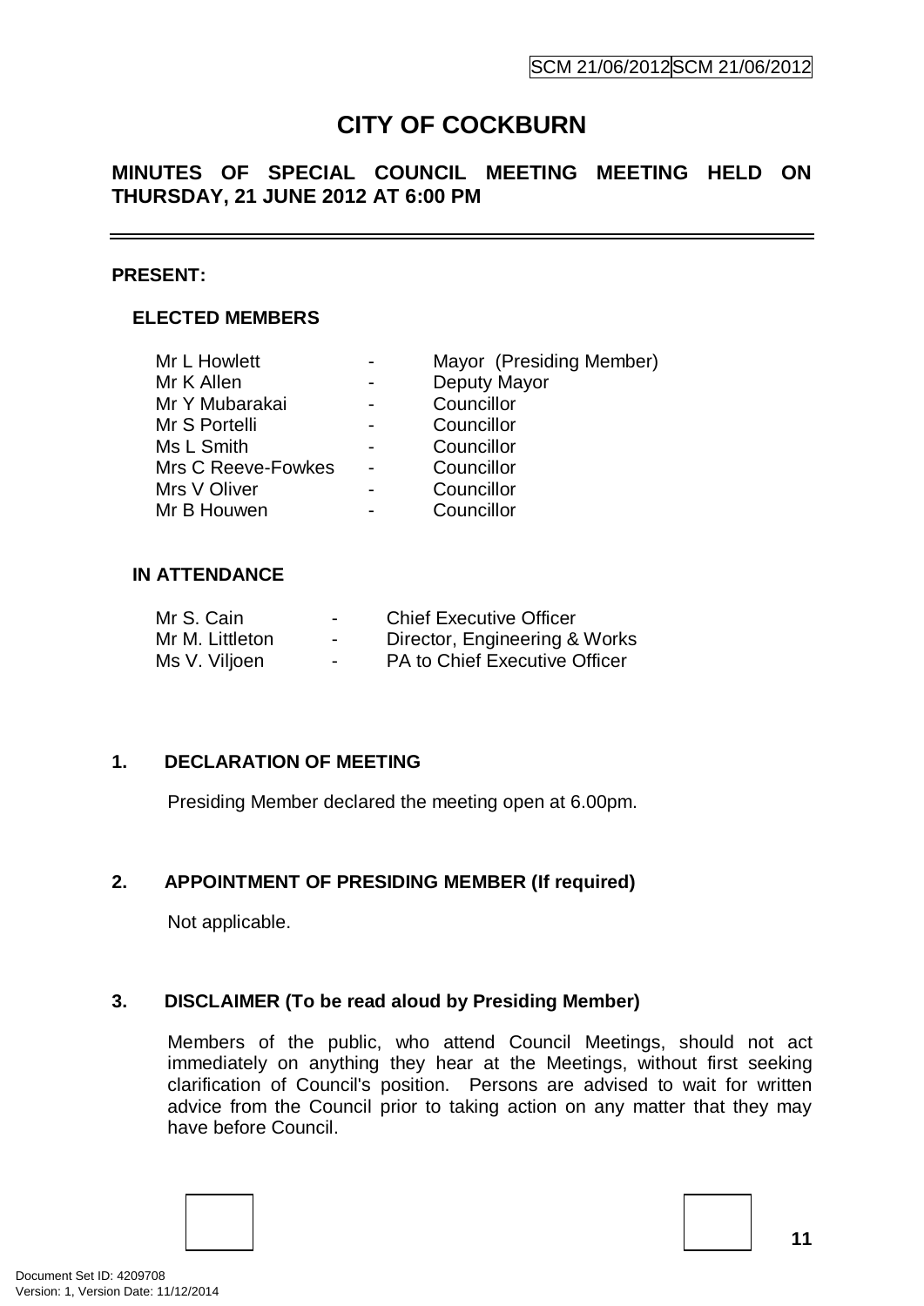# CITY OF COCKBURN

## MINUTES OF SPECIAL COUNCIL MEETING MEETING HELD ON THURSDAY, 21 JUNE 2012 AT 6:00 PM

**PRESENT:**

### ELECTED MEMBERS

| | | |
|---|---|---|
| Mr L Howlett | - | Mayor (Presiding Member) |
| Mr K Allen | - | Deputy Mayor |
| Mr Y Mubarakai | - | Councillor |
| Mr S Portelli | - | Councillor |
| Ms L Smith | - | Councillor |
| Mrs C Reeve-Fowkes | - | Councillor |
| Mrs V Oliver | - | Councillor |
| Mr B Houwen | - | Councillor |

### IN ATTENDANCE

| | | |
|---|---|---|
| Mr S. Cain | - | Chief Executive Officer |
| Mr M. Littleton | - | Director, Engineering & Works |
| Ms V. Viljoen | - | PA to Chief Executive Officer |

### 1. DECLARATION OF MEETING

Presiding Member declared the meeting open at 6.00pm.

### 2. APPOINTMENT OF PRESIDING MEMBER (If required)

Not applicable.

### 3. DISCLAIMER (To be read aloud by Presiding Member)

Members of the public, who attend Council Meetings, should not act immediately on anything they hear at the Meetings, without first seeking clarification of Council's position. Persons are advised to wait for written advice from the Council prior to taking action on any matter that they may have before Council.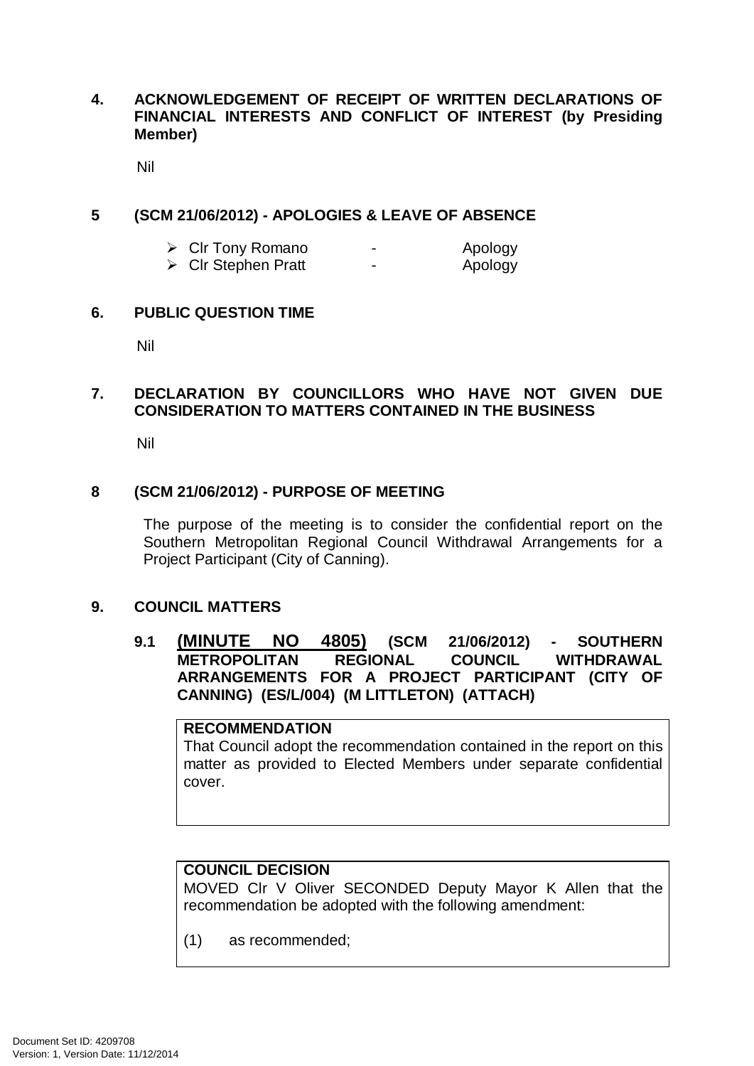## 4. ACKNOWLEDGEMENT OF RECEIPT OF WRITTEN DECLARATIONS OF FINANCIAL INTERESTS AND CONFLICT OF INTEREST (by Presiding Member)

Nil

## 5 (SCM 21/06/2012) - APOLOGIES & LEAVE OF ABSENCE

- Clr Tony Romano - Apology
- Clr Stephen Pratt - Apology

## 6. PUBLIC QUESTION TIME

Nil

## 7. DECLARATION BY COUNCILLORS WHO HAVE NOT GIVEN DUE CONSIDERATION TO MATTERS CONTAINED IN THE BUSINESS

Nil

## 8 (SCM 21/06/2012) - PURPOSE OF MEETING

The purpose of the meeting is to consider the confidential report on the Southern Metropolitan Regional Council Withdrawal Arrangements for a Project Participant (City of Canning).

## 9. COUNCIL MATTERS

### 9.1 (MINUTE NO 4805) (SCM 21/06/2012) - SOUTHERN METROPOLITAN REGIONAL COUNCIL WITHDRAWAL ARRANGEMENTS FOR A PROJECT PARTICIPANT (CITY OF CANNING) (ES/L/004) (M LITTLETON) (ATTACH)

**RECOMMENDATION**

That Council adopt the recommendation contained in the report on this matter as provided to Elected Members under separate confidential cover.

**COUNCIL DECISION**

MOVED Clr V Oliver SECONDED Deputy Mayor K Allen that the recommendation be adopted with the following amendment:

(1) as recommended;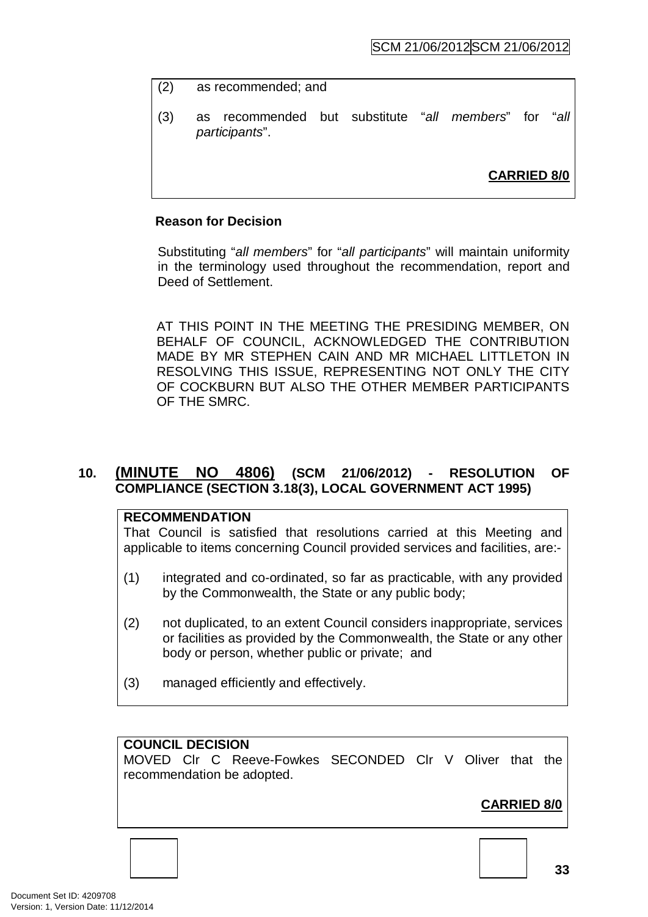(2) as recommended; and

(3) as recommended but substitute "*all members*" for "*all participants*".

**CARRIED 8/0**

**Reason for Decision**

Substituting "*all members*" for "*all participants*" will maintain uniformity in the terminology used throughout the recommendation, report and Deed of Settlement.

AT THIS POINT IN THE MEETING THE PRESIDING MEMBER, ON BEHALF OF COUNCIL, ACKNOWLEDGED THE CONTRIBUTION MADE BY MR STEPHEN CAIN AND MR MICHAEL LITTLETON IN RESOLVING THIS ISSUE, REPRESENTING NOT ONLY THE CITY OF COCKBURN BUT ALSO THE OTHER MEMBER PARTICIPANTS OF THE SMRC.

## 10. <u>(MINUTE NO 4806)</u> (SCM 21/06/2012) - RESOLUTION OF COMPLIANCE (SECTION 3.18(3), LOCAL GOVERNMENT ACT 1995)

**RECOMMENDATION**

That Council is satisfied that resolutions carried at this Meeting and applicable to items concerning Council provided services and facilities, are:-

(1) integrated and co-ordinated, so far as practicable, with any provided by the Commonwealth, the State or any public body;

(2) not duplicated, to an extent Council considers inappropriate, services or facilities as provided by the Commonwealth, the State or any other body or person, whether public or private; and

(3) managed efficiently and effectively.

**COUNCIL DECISION**

MOVED Clr C Reeve-Fowkes SECONDED Clr V Oliver that the recommendation be adopted.

**CARRIED 8/0**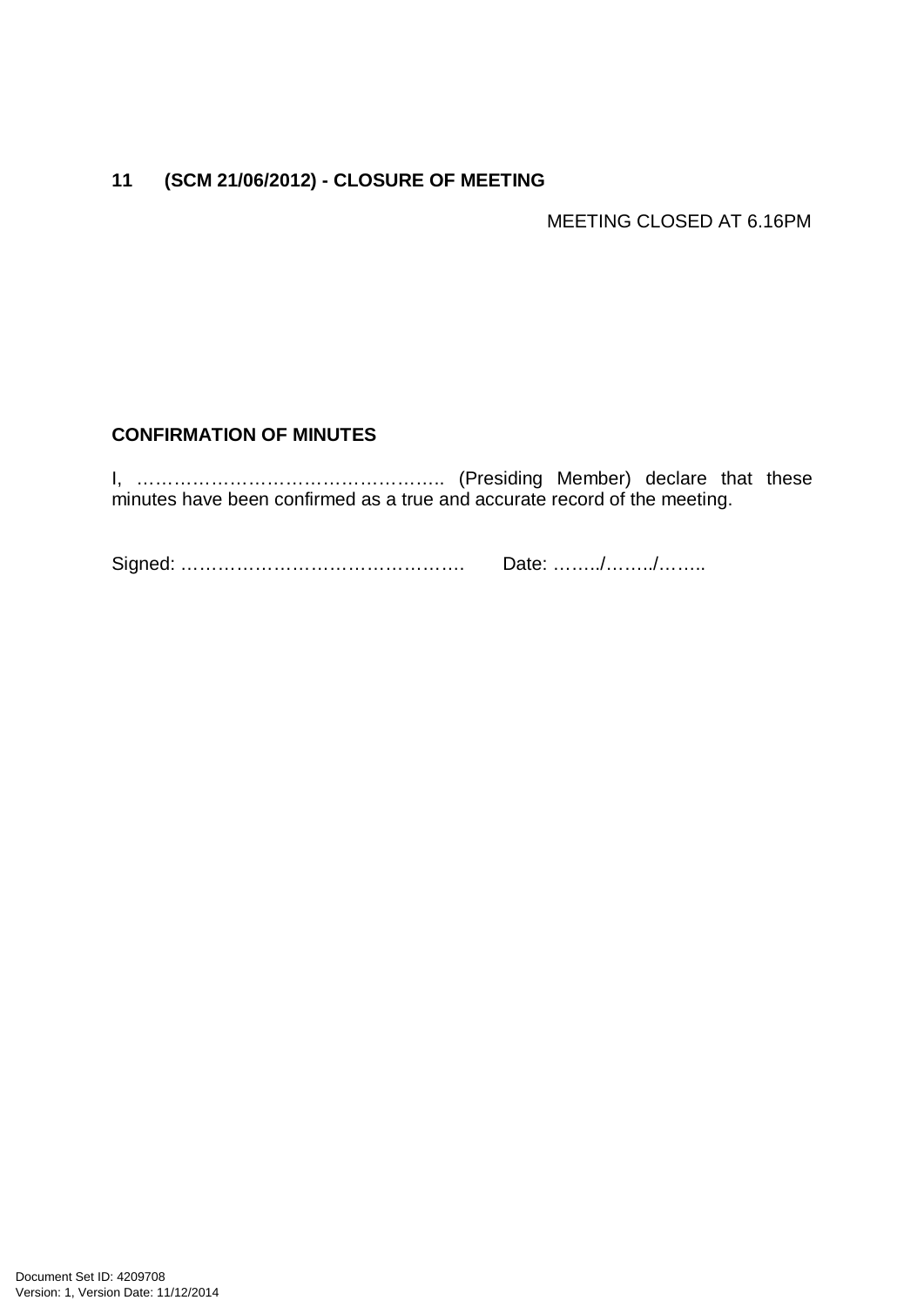**11 (SCM 21/06/2012) - CLOSURE OF MEETING**

MEETING CLOSED AT 6.16PM

**CONFIRMATION OF MINUTES**

I, ………………………………………….. (Presiding Member) declare that these minutes have been confirmed as a true and accurate record of the meeting.

Signed: ……………………………………….  Date: ……../……../……..

Document Set ID: 4209708
Version: 1, Version Date: 11/12/2014